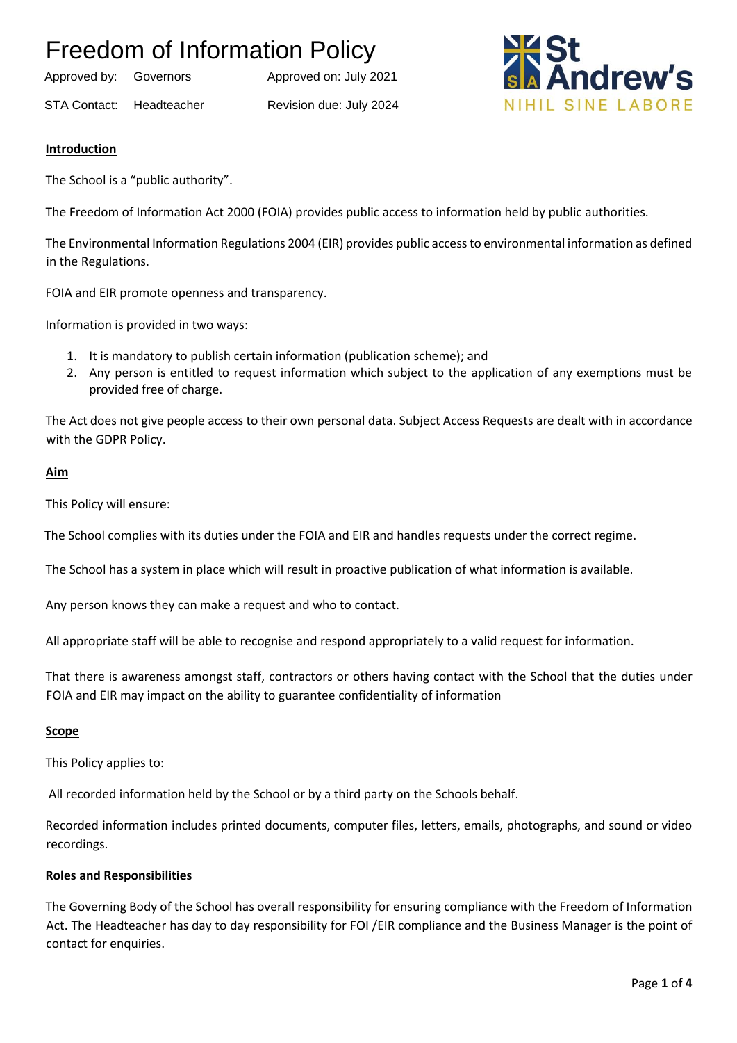# Freedom of Information Policy

| | | |
|---|---|---|
| Approved by: | Governors | Approved on: July 2021 |
| STA Contact: | Headteacher | Revision due: July 2024 |

St Andrew's
NIHIL SINE LABORE

**Introduction**

The School is a "public authority".

The Freedom of Information Act 2000 (FOIA) provides public access to information held by public authorities.

The Environmental Information Regulations 2004 (EIR) provides public access to environmental information as defined in the Regulations.

FOIA and EIR promote openness and transparency.

Information is provided in two ways:

1. It is mandatory to publish certain information (publication scheme); and
2. Any person is entitled to request information which subject to the application of any exemptions must be provided free of charge.

The Act does not give people access to their own personal data. Subject Access Requests are dealt with in accordance with the GDPR Policy.

**Aim**

This Policy will ensure:

The School complies with its duties under the FOIA and EIR and handles requests under the correct regime.

The School has a system in place which will result in proactive publication of what information is available.

Any person knows they can make a request and who to contact.

All appropriate staff will be able to recognise and respond appropriately to a valid request for information.

That there is awareness amongst staff, contractors or others having contact with the School that the duties under FOIA and EIR may impact on the ability to guarantee confidentiality of information

**Scope**

This Policy applies to:

All recorded information held by the School or by a third party on the Schools behalf.

Recorded information includes printed documents, computer files, letters, emails, photographs, and sound or video recordings.

**Roles and Responsibilities**

The Governing Body of the School has overall responsibility for ensuring compliance with the Freedom of Information Act. The Headteacher has day to day responsibility for FOI /EIR compliance and the Business Manager is the point of contact for enquiries.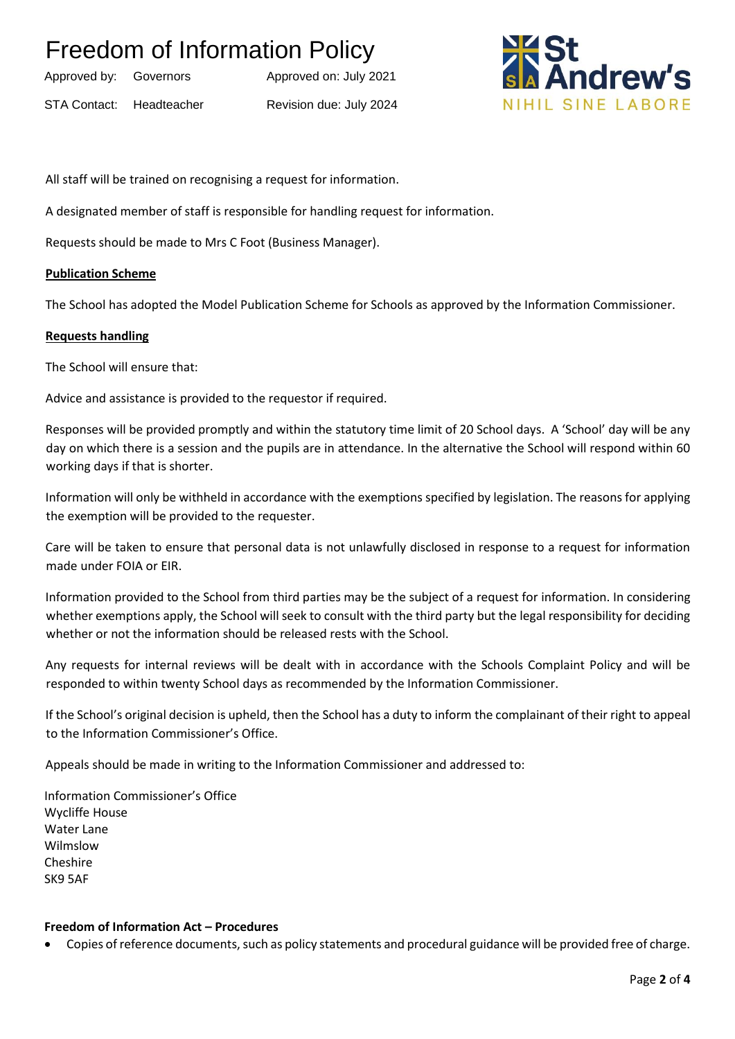All staff will be trained on recognising a request for information.

A designated member of staff is responsible for handling request for information.

Requests should be made to Mrs C Foot (Business Manager).

**Publication Scheme**

The School has adopted the Model Publication Scheme for Schools as approved by the Information Commissioner.

**Requests handling**

The School will ensure that:

Advice and assistance is provided to the requestor if required.

Responses will be provided promptly and within the statutory time limit of 20 School days. A 'School' day will be any day on which there is a session and the pupils are in attendance. In the alternative the School will respond within 60 working days if that is shorter.

Information will only be withheld in accordance with the exemptions specified by legislation. The reasons for applying the exemption will be provided to the requester.

Care will be taken to ensure that personal data is not unlawfully disclosed in response to a request for information made under FOIA or EIR.

Information provided to the School from third parties may be the subject of a request for information. In considering whether exemptions apply, the School will seek to consult with the third party but the legal responsibility for deciding whether or not the information should be released rests with the School.

Any requests for internal reviews will be dealt with in accordance with the Schools Complaint Policy and will be responded to within twenty School days as recommended by the Information Commissioner.

If the School's original decision is upheld, then the School has a duty to inform the complainant of their right to appeal to the Information Commissioner's Office.

Appeals should be made in writing to the Information Commissioner and addressed to:

Information Commissioner's Office
Wycliffe House
Water Lane
Wilmslow
Cheshire
SK9 5AF

**Freedom of Information Act – Procedures**

- Copies of reference documents, such as policy statements and procedural guidance will be provided free of charge.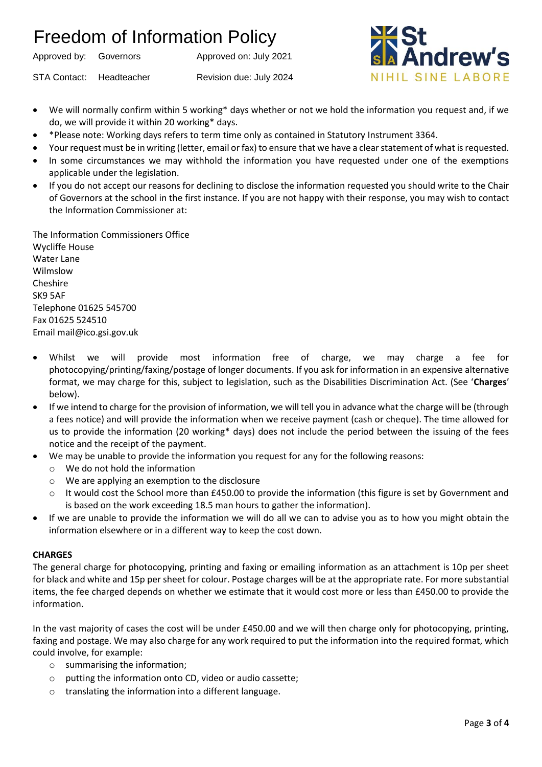- We will normally confirm within 5 working* days whether or not we hold the information you request and, if we do, we will provide it within 20 working* days.
- *Please note: Working days refers to term time only as contained in Statutory Instrument 3364.
- Your request must be in writing (letter, email or fax) to ensure that we have a clear statement of what is requested.
- In some circumstances we may withhold the information you have requested under one of the exemptions applicable under the legislation.
- If you do not accept our reasons for declining to disclose the information requested you should write to the Chair of Governors at the school in the first instance. If you are not happy with their response, you may wish to contact the Information Commissioner at:

The Information Commissioners Office
Wycliffe House
Water Lane
Wilmslow
Cheshire
SK9 5AF
Telephone 01625 545700
Fax 01625 524510
Email mail@ico.gsi.gov.uk

- Whilst we will provide most information free of charge, we may charge a fee for photocopying/printing/faxing/postage of longer documents. If you ask for information in an expensive alternative format, we may charge for this, subject to legislation, such as the Disabilities Discrimination Act. (See '**Charges**' below).
- If we intend to charge for the provision of information, we will tell you in advance what the charge will be (through a fees notice) and will provide the information when we receive payment (cash or cheque). The time allowed for us to provide the information (20 working* days) does not include the period between the issuing of the fees notice and the receipt of the payment.
- We may be unable to provide the information you request for any for the following reasons:
  - We do not hold the information
  - We are applying an exemption to the disclosure
  - It would cost the School more than £450.00 to provide the information (this figure is set by Government and is based on the work exceeding 18.5 man hours to gather the information).
- If we are unable to provide the information we will do all we can to advise you as to how you might obtain the information elsewhere or in a different way to keep the cost down.

**CHARGES**

The general charge for photocopying, printing and faxing or emailing information as an attachment is 10p per sheet for black and white and 15p per sheet for colour. Postage charges will be at the appropriate rate. For more substantial items, the fee charged depends on whether we estimate that it would cost more or less than £450.00 to provide the information.

In the vast majority of cases the cost will be under £450.00 and we will then charge only for photocopying, printing, faxing and postage. We may also charge for any work required to put the information into the required format, which could involve, for example:

- summarising the information;
- putting the information onto CD, video or audio cassette;
- translating the information into a different language.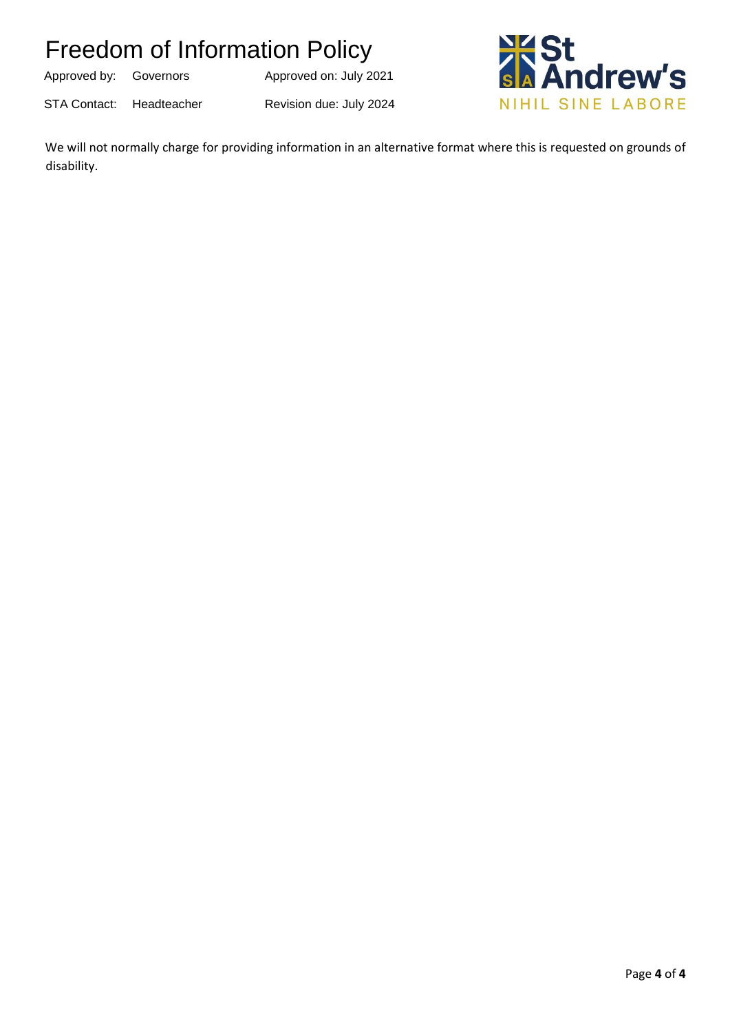We will not normally charge for providing information in an alternative format where this is requested on grounds of disability.